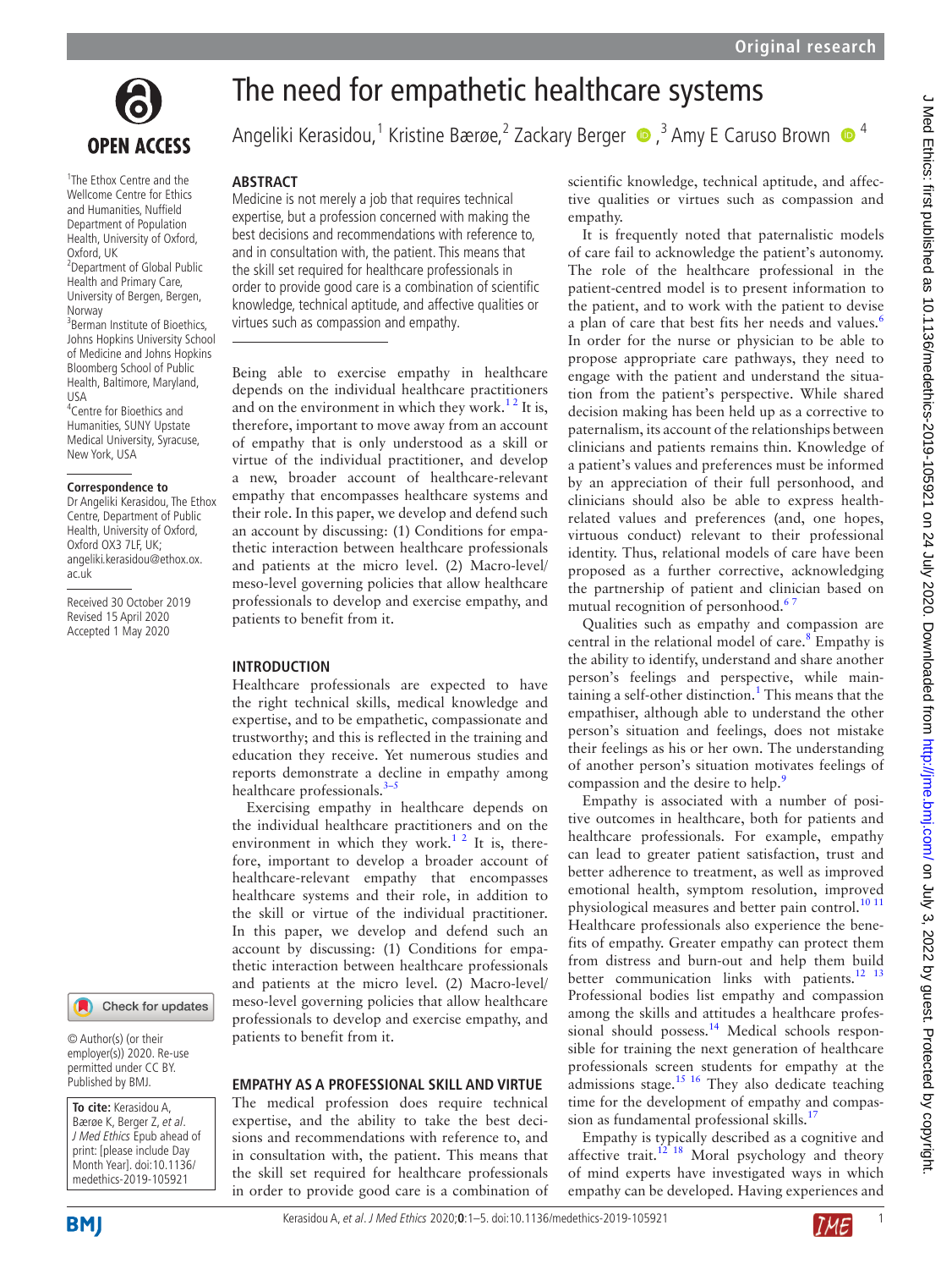# The need for empathetic healthcare systems

Angeliki Kerasidou,[1] Kristine Bærøe,[2] Zackary Berger,[3] Amy E Caruso Brown[4]

[1]The Ethox Centre and the Wellcome Centre for Ethics and Humanities, Nuffield Department of Population Health, University of Oxford, Oxford, UK
[2]Department of Global Public Health and Primary Care, University of Bergen, Bergen, Norway
[3]Berman Institute of Bioethics, Johns Hopkins University School of Medicine and Johns Hopkins Bloomberg School of Public Health, Baltimore, Maryland, USA
[4]Centre for Bioethics and Humanities, SUNY Upstate Medical University, Syracuse, New York, USA

**Correspondence to**
Dr Angeliki Kerasidou, The Ethox Centre, Department of Public Health, University of Oxford, Oxford OX3 7LF, UK; angeliki.kerasidou@ethox.ox.ac.uk

Received 30 October 2019
Revised 15 April 2020
Accepted 1 May 2020

© Author(s) (or their employer(s)) 2020. Re-use permitted under CC BY. Published by BMJ.

**To cite:** Kerasidou A, Bærøe K, Berger Z, *et al*. *J Med Ethics* Epub ahead of print: [please include Day Month Year]. doi:10.1136/medethics-2019-105921

## ABSTRACT

Medicine is not merely a job that requires technical expertise, but a profession concerned with making the best decisions and recommendations with reference to, and in consultation with, the patient. This means that the skill set required for healthcare professionals in order to provide good care is a combination of scientific knowledge, technical aptitude, and affective qualities or virtues such as compassion and empathy.

Being able to exercise empathy in healthcare depends on the individual healthcare practitioners and on the environment in which they work.[1 2] It is, therefore, important to move away from an account of empathy that is only understood as a skill or virtue of the individual practitioner, and develop a new, broader account of healthcare-relevant empathy that encompasses healthcare systems and their role. In this paper, we develop and defend such an account by discussing: (1) Conditions for empathetic interaction between healthcare professionals and patients at the micro level. (2) Macro-level/meso-level governing policies that allow healthcare professionals to develop and exercise empathy, and patients to benefit from it.

## INTRODUCTION

Healthcare professionals are expected to have the right technical skills, medical knowledge and expertise, and to be empathetic, compassionate and trustworthy; and this is reflected in the training and education they receive. Yet numerous studies and reports demonstrate a decline in empathy among healthcare professionals.[3–5]

Exercising empathy in healthcare depends on the individual healthcare practitioners and on the environment in which they work.[1 2] It is, therefore, important to develop a broader account of healthcare-relevant empathy that encompasses healthcare systems and their role, in addition to the skill or virtue of the individual practitioner. In this paper, we develop and defend such an account by discussing: (1) Conditions for empathetic interaction between healthcare professionals and patients at the micro level. (2) Macro-level/meso-level governing policies that allow healthcare professionals to develop and exercise empathy, and patients to benefit from it.

## EMPATHY AS A PROFESSIONAL SKILL AND VIRTUE

The medical profession does require technical expertise, and the ability to take the best decisions and recommendations with reference to, and in consultation with, the patient. This means that the skill set required for healthcare professionals in order to provide good care is a combination of scientific knowledge, technical aptitude, and affective qualities or virtues such as compassion and empathy.

It is frequently noted that paternalistic models of care fail to acknowledge the patient's autonomy. The role of the healthcare professional in the patient-centred model is to present information to the patient, and to work with the patient to devise a plan of care that best fits her needs and values.[6] In order for the nurse or physician to be able to propose appropriate care pathways, they need to engage with the patient and understand the situation from the patient's perspective. While shared decision making has been held up as a corrective to paternalism, its account of the relationships between clinicians and patients remains thin. Knowledge of a patient's values and preferences must be informed by an appreciation of their full personhood, and clinicians should also be able to express health-related values and preferences (and, one hopes, virtuous conduct) relevant to their professional identity. Thus, relational models of care have been proposed as a further corrective, acknowledging the partnership of patient and clinician based on mutual recognition of personhood.[6 7]

Qualities such as empathy and compassion are central in the relational model of care.[8] Empathy is the ability to identify, understand and share another person's feelings and perspective, while maintaining a self-other distinction.[1] This means that the empathiser, although able to understand the other person's situation and feelings, does not mistake their feelings as his or her own. The understanding of another person's situation motivates feelings of compassion and the desire to help.[9]

Empathy is associated with a number of positive outcomes in healthcare, both for patients and healthcare professionals. For example, empathy can lead to greater patient satisfaction, trust and better adherence to treatment, as well as improved emotional health, symptom resolution, improved physiological measures and better pain control.[10 11] Healthcare professionals also experience the benefits of empathy. Greater empathy can protect them from distress and burn-out and help them build better communication links with patients.[12 13] Professional bodies list empathy and compassion among the skills and attitudes a healthcare professional should possess.[14] Medical schools responsible for training the next generation of healthcare professionals screen students for empathy at the admissions stage.[15 16] They also dedicate teaching time for the development of empathy and compassion as fundamental professional skills.[17]

Empathy is typically described as a cognitive and affective trait.[12 18] Moral psychology and theory of mind experts have investigated ways in which empathy can be developed. Having experiences and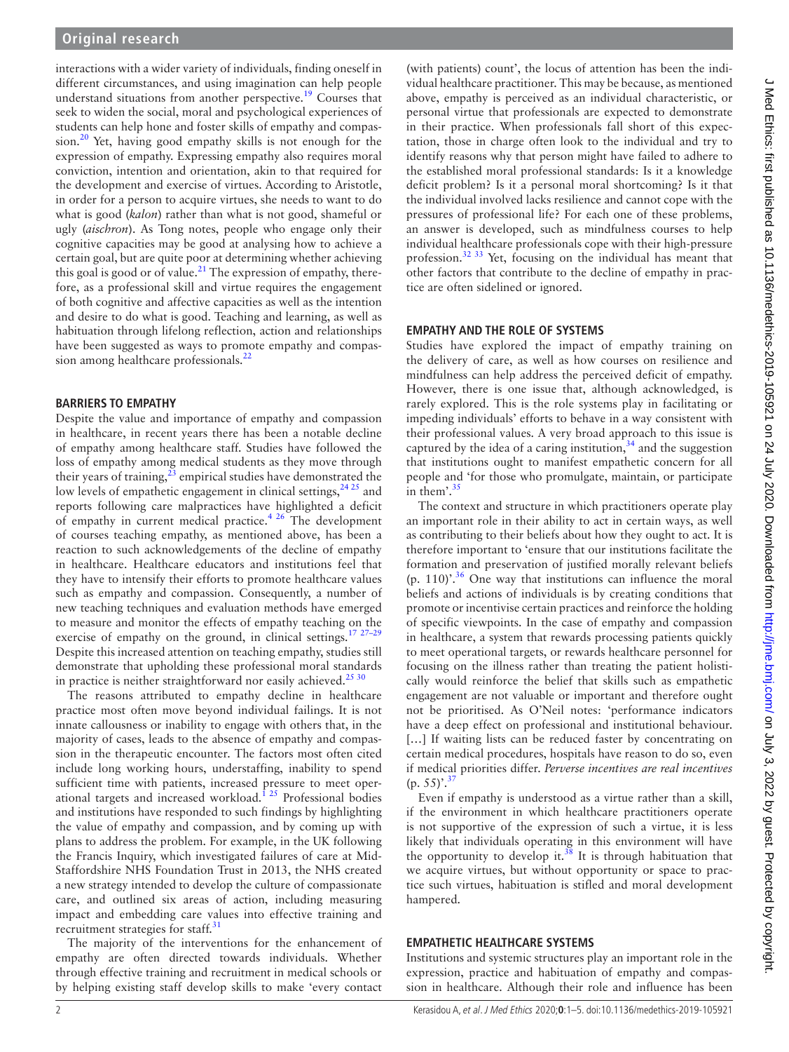interactions with a wider variety of individuals, finding oneself in different circumstances, and using imagination can help people understand situations from another perspective.[19] Courses that seek to widen the social, moral and psychological experiences of students can help hone and foster skills of empathy and compassion.[20] Yet, having good empathy skills is not enough for the expression of empathy. Expressing empathy also requires moral conviction, intention and orientation, akin to that required for the development and exercise of virtues. According to Aristotle, in order for a person to acquire virtues, she needs to want to do what is good (*kalon*) rather than what is not good, shameful or ugly (*aischron*). As Tong notes, people who engage only their cognitive capacities may be good at analysing how to achieve a certain goal, but are quite poor at determining whether achieving this goal is good or of value.[21] The expression of empathy, therefore, as a professional skill and virtue requires the engagement of both cognitive and affective capacities as well as the intention and desire to do what is good. Teaching and learning, as well as habituation through lifelong reflection, action and relationships have been suggested as ways to promote empathy and compassion among healthcare professionals.[22]

## BARRIERS TO EMPATHY

Despite the value and importance of empathy and compassion in healthcare, in recent years there has been a notable decline of empathy among healthcare staff. Studies have followed the loss of empathy among medical students as they move through their years of training,[23] empirical studies have demonstrated the low levels of empathetic engagement in clinical settings,[24 25] and reports following care malpractices have highlighted a deficit of empathy in current medical practice.[4 26] The development of courses teaching empathy, as mentioned above, has been a reaction to such acknowledgements of the decline of empathy in healthcare. Healthcare educators and institutions feel that they have to intensify their efforts to promote healthcare values such as empathy and compassion. Consequently, a number of new teaching techniques and evaluation methods have emerged to measure and monitor the effects of empathy teaching on the exercise of empathy on the ground, in clinical settings.[17 27–29] Despite this increased attention on teaching empathy, studies still demonstrate that upholding these professional moral standards in practice is neither straightforward nor easily achieved.[25 30]

The reasons attributed to empathy decline in healthcare practice most often move beyond individual failings. It is not innate callousness or inability to engage with others that, in the majority of cases, leads to the absence of empathy and compassion in the therapeutic encounter. The factors most often cited include long working hours, understaffing, inability to spend sufficient time with patients, increased pressure to meet operational targets and increased workload.[1 25] Professional bodies and institutions have responded to such findings by highlighting the value of empathy and compassion, and by coming up with plans to address the problem. For example, in the UK following the Francis Inquiry, which investigated failures of care at Mid-Staffordshire NHS Foundation Trust in 2013, the NHS created a new strategy intended to develop the culture of compassionate care, and outlined six areas of action, including measuring impact and embedding care values into effective training and recruitment strategies for staff.[31]

The majority of the interventions for the enhancement of empathy are often directed towards individuals. Whether through effective training and recruitment in medical schools or by helping existing staff develop skills to make 'every contact (with patients) count', the locus of attention has been the individual healthcare practitioner. This may be because, as mentioned above, empathy is perceived as an individual characteristic, or personal virtue that professionals are expected to demonstrate in their practice. When professionals fall short of this expectation, those in charge often look to the individual and try to identify reasons why that person might have failed to adhere to the established moral professional standards: Is it a knowledge deficit problem? Is it a personal moral shortcoming? Is it that the individual involved lacks resilience and cannot cope with the pressures of professional life? For each one of these problems, an answer is developed, such as mindfulness courses to help individual healthcare professionals cope with their high-pressure profession.[32 33] Yet, focusing on the individual has meant that other factors that contribute to the decline of empathy in practice are often sidelined or ignored.

## EMPATHY AND THE ROLE OF SYSTEMS

Studies have explored the impact of empathy training on the delivery of care, as well as how courses on resilience and mindfulness can help address the perceived deficit of empathy. However, there is one issue that, although acknowledged, is rarely explored. This is the role systems play in facilitating or impeding individuals' efforts to behave in a way consistent with their professional values. A very broad approach to this issue is captured by the idea of a caring institution,[34] and the suggestion that institutions ought to manifest empathetic concern for all people and 'for those who promulgate, maintain, or participate in them'.[35]

The context and structure in which practitioners operate play an important role in their ability to act in certain ways, as well as contributing to their beliefs about how they ought to act. It is therefore important to 'ensure that our institutions facilitate the formation and preservation of justified morally relevant beliefs (p. 110)'.[36] One way that institutions can influence the moral beliefs and actions of individuals is by creating conditions that promote or incentivise certain practices and reinforce the holding of specific viewpoints. In the case of empathy and compassion in healthcare, a system that rewards processing patients quickly to meet operational targets, or rewards healthcare personnel for focusing on the illness rather than treating the patient holistically would reinforce the belief that skills such as empathetic engagement are not valuable or important and therefore ought not be prioritised. As O'Neil notes: 'performance indicators have a deep effect on professional and institutional behaviour. [...] If waiting lists can be reduced faster by concentrating on certain medical procedures, hospitals have reason to do so, even if medical priorities differ. *Perverse incentives are real incentives* (p. 55)'.[37]

Even if empathy is understood as a virtue rather than a skill, if the environment in which healthcare practitioners operate is not supportive of the expression of such a virtue, it is less likely that individuals operating in this environment will have the opportunity to develop it.[38] It is through habituation that we acquire virtues, but without opportunity or space to practice such virtues, habituation is stifled and moral development hampered.

## EMPATHETIC HEALTHCARE SYSTEMS

Institutions and systemic structures play an important role in the expression, practice and habituation of empathy and compassion in healthcare. Although their role and influence has been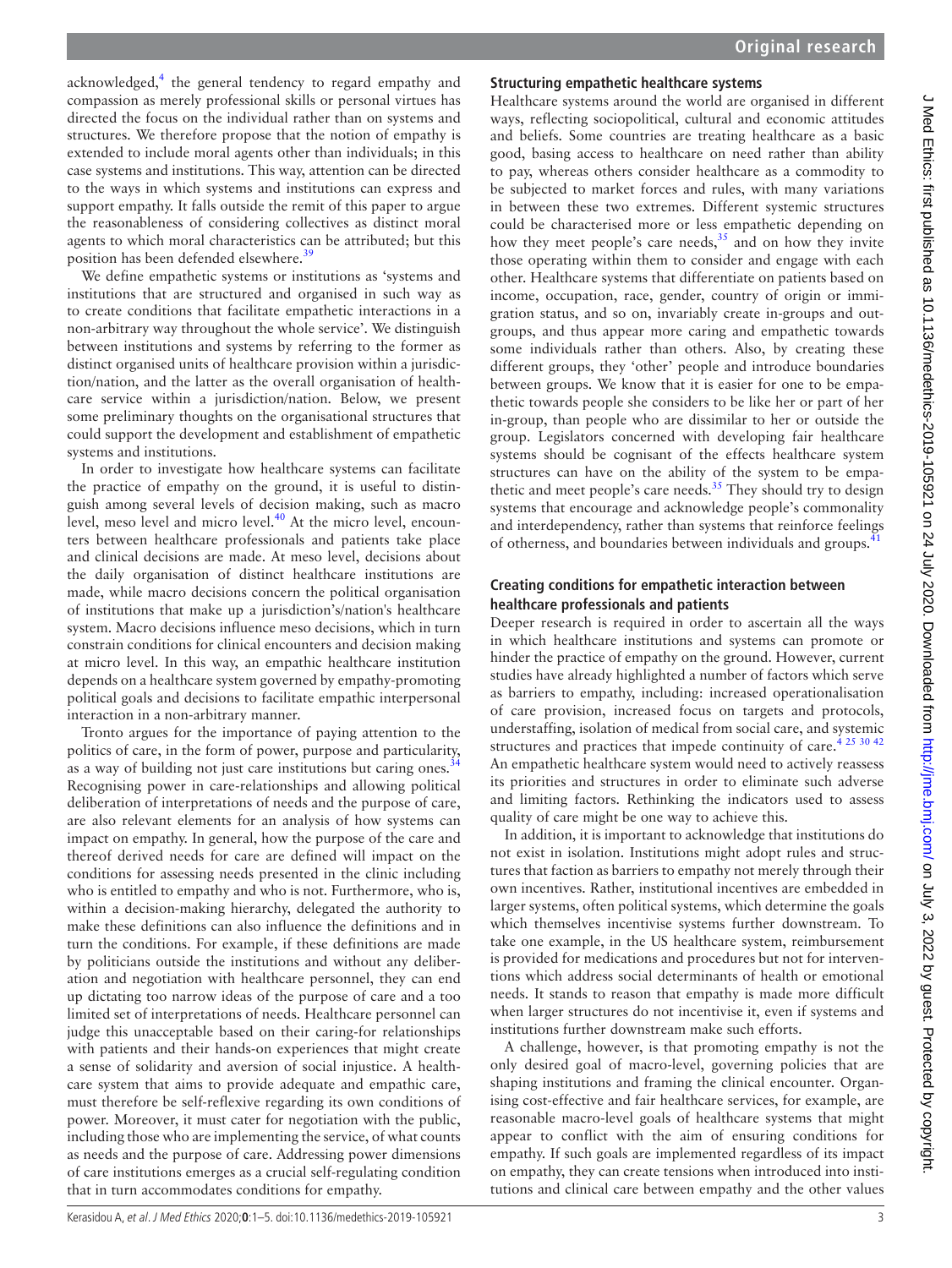acknowledged,[4] the general tendency to regard empathy and compassion as merely professional skills or personal virtues has directed the focus on the individual rather than on systems and structures. We therefore propose that the notion of empathy is extended to include moral agents other than individuals; in this case systems and institutions. This way, attention can be directed to the ways in which systems and institutions can express and support empathy. It falls outside the remit of this paper to argue the reasonableness of considering collectives as distinct moral agents to which moral characteristics can be attributed; but this position has been defended elsewhere.[39]

We define empathetic systems or institutions as 'systems and institutions that are structured and organised in such way as to create conditions that facilitate empathetic interactions in a non-arbitrary way throughout the whole service'. We distinguish between institutions and systems by referring to the former as distinct organised units of healthcare provision within a jurisdiction/nation, and the latter as the overall organisation of healthcare service within a jurisdiction/nation. Below, we present some preliminary thoughts on the organisational structures that could support the development and establishment of empathetic systems and institutions.

In order to investigate how healthcare systems can facilitate the practice of empathy on the ground, it is useful to distinguish among several levels of decision making, such as macro level, meso level and micro level.[40] At the micro level, encounters between healthcare professionals and patients take place and clinical decisions are made. At meso level, decisions about the daily organisation of distinct healthcare institutions are made, while macro decisions concern the political organisation of institutions that make up a jurisdiction's/nation's healthcare system. Macro decisions influence meso decisions, which in turn constrain conditions for clinical encounters and decision making at micro level. In this way, an empathic healthcare institution depends on a healthcare system governed by empathy-promoting political goals and decisions to facilitate empathic interpersonal interaction in a non-arbitrary manner.

Tronto argues for the importance of paying attention to the politics of care, in the form of power, purpose and particularity, as a way of building not just care institutions but caring ones.[34] Recognising power in care-relationships and allowing political deliberation of interpretations of needs and the purpose of care, are also relevant elements for an analysis of how systems can impact on empathy. In general, how the purpose of the care and thereof derived needs for care are defined will impact on the conditions for assessing needs presented in the clinic including who is entitled to empathy and who is not. Furthermore, who is, within a decision-making hierarchy, delegated the authority to make these definitions can also influence the definitions and in turn the conditions. For example, if these definitions are made by politicians outside the institutions and without any deliberation and negotiation with healthcare personnel, they can end up dictating too narrow ideas of the purpose of care and a too limited set of interpretations of needs. Healthcare personnel can judge this unacceptable based on their caring-for relationships with patients and their hands-on experiences that might create a sense of solidarity and aversion of social injustice. A healthcare system that aims to provide adequate and empathic care, must therefore be self-reflexive regarding its own conditions of power. Moreover, it must cater for negotiation with the public, including those who are implementing the service, of what counts as needs and the purpose of care. Addressing power dimensions of care institutions emerges as a crucial self-regulating condition that in turn accommodates conditions for empathy.

## Structuring empathetic healthcare systems

Healthcare systems around the world are organised in different ways, reflecting sociopolitical, cultural and economic attitudes and beliefs. Some countries are treating healthcare as a basic good, basing access to healthcare on need rather than ability to pay, whereas others consider healthcare as a commodity to be subjected to market forces and rules, with many variations in between these two extremes. Different systemic structures could be characterised more or less empathetic depending on how they meet people's care needs,[35] and on how they invite those operating within them to consider and engage with each other. Healthcare systems that differentiate on patients based on income, occupation, race, gender, country of origin or immigration status, and so on, invariably create in-groups and out-groups, and thus appear more caring and empathetic towards some individuals rather than others. Also, by creating these different groups, they 'other' people and introduce boundaries between groups. We know that it is easier for one to be empathetic towards people she considers to be like her or part of her in-group, than people who are dissimilar to her or outside the group. Legislators concerned with developing fair healthcare systems should be cognisant of the effects healthcare system structures can have on the ability of the system to be empathetic and meet people's care needs.[35] They should try to design systems that encourage and acknowledge people's commonality and interdependency, rather than systems that reinforce feelings of otherness, and boundaries between individuals and groups.[41]

## Creating conditions for empathetic interaction between healthcare professionals and patients

Deeper research is required in order to ascertain all the ways in which healthcare institutions and systems can promote or hinder the practice of empathy on the ground. However, current studies have already highlighted a number of factors which serve as barriers to empathy, including: increased operationalisation of care provision, increased focus on targets and protocols, understaffing, isolation of medical from social care, and systemic structures and practices that impede continuity of care.[4 25 30 42] An empathetic healthcare system would need to actively reassess its priorities and structures in order to eliminate such adverse and limiting factors. Rethinking the indicators used to assess quality of care might be one way to achieve this.

In addition, it is important to acknowledge that institutions do not exist in isolation. Institutions might adopt rules and structures that faction as barriers to empathy not merely through their own incentives. Rather, institutional incentives are embedded in larger systems, often political systems, which determine the goals which themselves incentivise systems further downstream. To take one example, in the US healthcare system, reimbursement is provided for medications and procedures but not for interventions which address social determinants of health or emotional needs. It stands to reason that empathy is made more difficult when larger structures do not incentivise it, even if systems and institutions further downstream make such efforts.

A challenge, however, is that promoting empathy is not the only desired goal of macro-level, governing policies that are shaping institutions and framing the clinical encounter. Organising cost-effective and fair healthcare services, for example, are reasonable macro-level goals of healthcare systems that might appear to conflict with the aim of ensuring conditions for empathy. If such goals are implemented regardless of its impact on empathy, they can create tensions when introduced into institutions and clinical care between empathy and the other values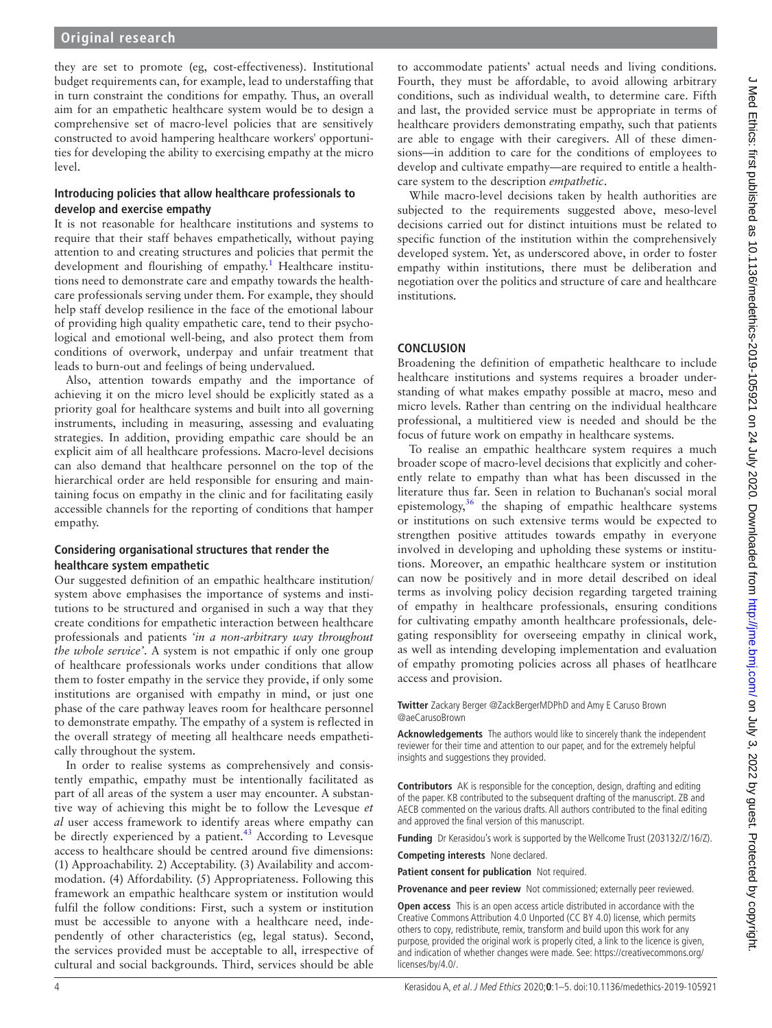they are set to promote (eg, cost-effectiveness). Institutional budget requirements can, for example, lead to understaffing that in turn constraint the conditions for empathy. Thus, an overall aim for an empathetic healthcare system would be to design a comprehensive set of macro-level policies that are sensitively constructed to avoid hampering healthcare workers' opportunities for developing the ability to exercising empathy at the micro level.

### Introducing policies that allow healthcare professionals to develop and exercise empathy

It is not reasonable for healthcare institutions and systems to require that their staff behaves empathetically, without paying attention to and creating structures and policies that permit the development and flourishing of empathy.[1] Healthcare institutions need to demonstrate care and empathy towards the healthcare professionals serving under them. For example, they should help staff develop resilience in the face of the emotional labour of providing high quality empathetic care, tend to their psychological and emotional well-being, and also protect them from conditions of overwork, underpay and unfair treatment that leads to burn-out and feelings of being undervalued.

Also, attention towards empathy and the importance of achieving it on the micro level should be explicitly stated as a priority goal for healthcare systems and built into all governing instruments, including in measuring, assessing and evaluating strategies. In addition, providing empathic care should be an explicit aim of all healthcare professions. Macro-level decisions can also demand that healthcare personnel on the top of the hierarchical order are held responsible for ensuring and maintaining focus on empathy in the clinic and for facilitating easily accessible channels for the reporting of conditions that hamper empathy.

### Considering organisational structures that render the healthcare system empathetic

Our suggested definition of an empathic healthcare institution/system above emphasises the importance of systems and institutions to be structured and organised in such a way that they create conditions for empathetic interaction between healthcare professionals and patients *'in a non-arbitrary way throughout the whole service'*. A system is not empathic if only one group of healthcare professionals works under conditions that allow them to foster empathy in the service they provide, if only some institutions are organised with empathy in mind, or just one phase of the care pathway leaves room for healthcare personnel to demonstrate empathy. The empathy of a system is reflected in the overall strategy of meeting all healthcare needs empathetically throughout the system.

In order to realise systems as comprehensively and consistently empathic, empathy must be intentionally facilitated as part of all areas of the system a user may encounter. A substantive way of achieving this might be to follow the Levesque *et al* user access framework to identify areas where empathy can be directly experienced by a patient.[43] According to Levesque access to healthcare should be centred around five dimensions: (1) Approachability. 2) Acceptability. (3) Availability and accommodation. (4) Affordability. (5) Appropriateness. Following this framework an empathic healthcare system or institution would fulfil the follow conditions: First, such a system or institution must be accessible to anyone with a healthcare need, independently of other characteristics (eg, legal status). Second, the services provided must be acceptable to all, irrespective of cultural and social backgrounds. Third, services should be able to accommodate patients' actual needs and living conditions. Fourth, they must be affordable, to avoid allowing arbitrary conditions, such as individual wealth, to determine care. Fifth and last, the provided service must be appropriate in terms of healthcare providers demonstrating empathy, such that patients are able to engage with their caregivers. All of these dimensions—in addition to care for the conditions of employees to develop and cultivate empathy—are required to entitle a healthcare system to the description *empathetic*.

While macro-level decisions taken by health authorities are subjected to the requirements suggested above, meso-level decisions carried out for distinct intuitions must be related to specific function of the institution within the comprehensively developed system. Yet, as underscored above, in order to foster empathy within institutions, there must be deliberation and negotiation over the politics and structure of care and healthcare institutions.

## CONCLUSION

Broadening the definition of empathetic healthcare to include healthcare institutions and systems requires a broader understanding of what makes empathy possible at macro, meso and micro levels. Rather than centring on the individual healthcare professional, a multitiered view is needed and should be the focus of future work on empathy in healthcare systems.

To realise an empathic healthcare system requires a much broader scope of macro-level decisions that explicitly and coherently relate to empathy than what has been discussed in the literature thus far. Seen in relation to Buchanan's social moral epistemology,[36] the shaping of empathic healthcare systems or institutions on such extensive terms would be expected to strengthen positive attitudes towards empathy in everyone involved in developing and upholding these systems or institutions. Moreover, an empathic healthcare system or institution can now be positively and in more detail described on ideal terms as involving policy decision regarding targeted training of empathy in healthcare professionals, ensuring conditions for cultivating empathy amonth healthcare professionals, delegating responsiblity for overseeing empathy in clinical work, as well as intending developing implementation and evaluation of empathy promoting policies across all phases of heatlhcare access and provision.

**Twitter** Zackary Berger @ZackBergerMDPhD and Amy E Caruso Brown @aeCarusoBrown

**Acknowledgements** The authors would like to sincerely thank the independent reviewer for their time and attention to our paper, and for the extremely helpful insights and suggestions they provided.

**Contributors** AK is responsible for the conception, design, drafting and editing of the paper. KB contributed to the subsequent drafting of the manuscript. ZB and AECB commented on the various drafts. All authors contributed to the final editing and approved the final version of this manuscript.

**Funding** Dr Kerasidou's work is supported by the Wellcome Trust (203132/Z/16/Z).

**Competing interests** None declared.

**Patient consent for publication** Not required.

**Provenance and peer review** Not commissioned; externally peer reviewed.

**Open access** This is an open access article distributed in accordance with the Creative Commons Attribution 4.0 Unported (CC BY 4.0) license, which permits others to copy, redistribute, remix, transform and build upon this work for any purpose, provided the original work is properly cited, a link to the licence is given, and indication of whether changes were made. See: https://creativecommons.org/licenses/by/4.0/.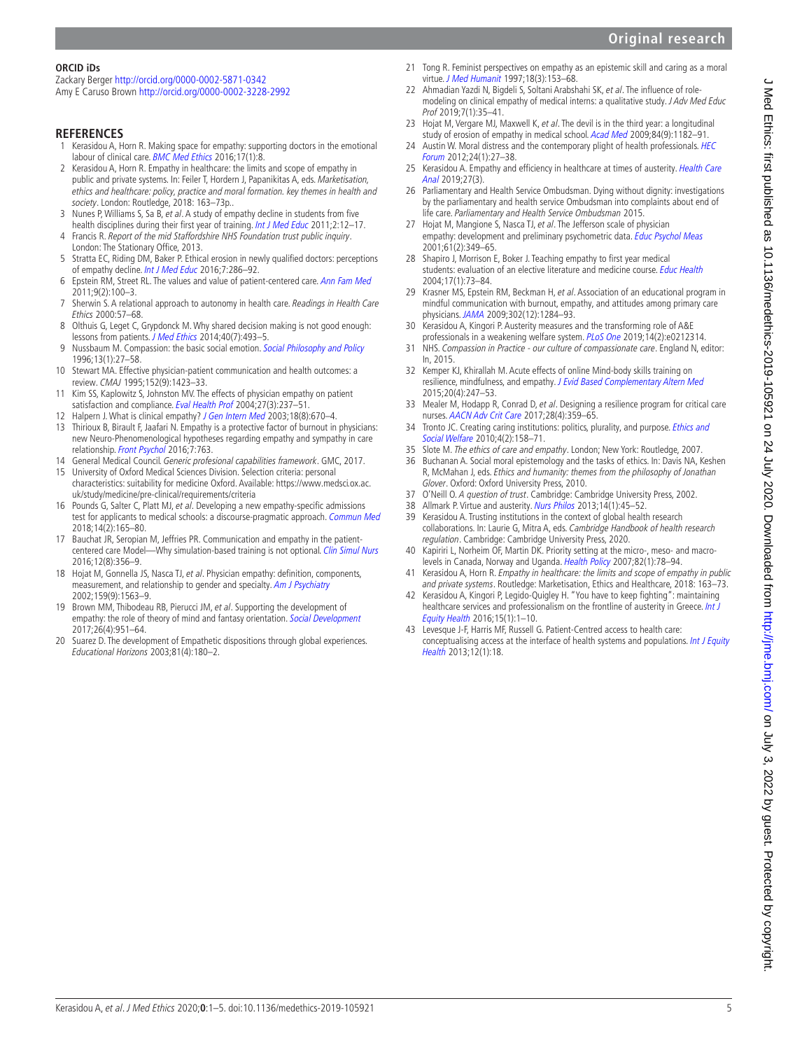**ORCID iDs**

Zackary Berger http://orcid.org/0000-0002-5871-0342
Amy E Caruso Brown http://orcid.org/0000-0002-3228-2992

## REFERENCES

1. Kerasidou A, Horn R. Making space for empathy: supporting doctors in the emotional labour of clinical care. *BMC Med Ethics* 2016;17(1):8.
2. Kerasidou A, Horn R. Empathy in healthcare: the limits and scope of empathy in public and private systems. In: Feiler T, Hordern J, Papanikitas A, eds. *Marketisation, ethics and healthcare: policy, practice and moral formation. key themes in health and society*. London: Routledge, 2018: 163–73p..
3. Nunes P, Williams S, Sa B, *et al*. A study of empathy decline in students from five health disciplines during their first year of training. *Int J Med Educ* 2011;2:12–17.
4. Francis R. *Report of the mid Staffordshire NHS Foundation trust public inquiry*. London: The Stationary Office, 2013.
5. Stratta EC, Riding DM, Baker P. Ethical erosion in newly qualified doctors: perceptions of empathy decline. *Int J Med Educ* 2016;7:286–92.
6. Epstein RM, Street RL. The values and value of patient-centered care. *Ann Fam Med* 2011;9(2):100–3.
7. Sherwin S. A relational approach to autonomy in health care. *Readings in Health Care Ethics* 2000:57–68.
8. Olthuis G, Leget C, Grypdonck M. Why shared decision making is not good enough: lessons from patients. *J Med Ethics* 2014;40(7):493–5.
9. Nussbaum M. Compassion: the basic social emotion. *Social Philosophy and Policy* 1996;13(1):27–58.
10. Stewart MA. Effective physician-patient communication and health outcomes: a review. *CMAJ* 1995;152(9):1423–33.
11. Kim SS, Kaplowitz S, Johnston MV. The effects of physician empathy on patient satisfaction and compliance. *Eval Health Prof* 2004;27(3):237–51.
12. Halpern J. What is clinical empathy? *J Gen Intern Med* 2003;18(8):670–4.
13. Thirioux B, Birault F, Jaafari N. Empathy is a protective factor of burnout in physicians: new Neuro-Phenomenological hypotheses regarding empathy and sympathy in care relationship. *Front Psychol* 2016;7:763.
14. General Medical Council. *Generic profesional capabilities framework*. GMC, 2017.
15. University of Oxford Medical Sciences Division. Selection criteria: personal characteristics: suitability for medicine Oxford. Available: https://www.medsci.ox.ac.uk/study/medicine/pre-clinical/requirements/criteria
16. Pounds G, Salter C, Platt MJ, *et al*. Developing a new empathy-specific admissions test for applicants to medical schools: a discourse-pragmatic approach. *Commun Med* 2018;14(2):165–80.
17. Bauchat JR, Seropian M, Jeffries PR. Communication and empathy in the patient-centered care Model—Why simulation-based training is not optional. *Clin Simul Nurs* 2016;12(8):356–9.
18. Hojat M, Gonnella JS, Nasca TJ, *et al*. Physician empathy: definition, components, measurement, and relationship to gender and specialty. *Am J Psychiatry* 2002;159(9):1563–9.
19. Brown MM, Thibodeau RB, Pierucci JM, *et al*. Supporting the development of empathy: the role of theory of mind and fantasy orientation. *Social Development* 2017;26(4):951–64.
20. Suarez D. The development of Empathetic dispositions through global experiences. *Educational Horizons* 2003;81(4):180–2.
21. Tong R. Feminist perspectives on empathy as an epistemic skill and caring as a moral virtue. *J Med Humanit* 1997;18(3):153–68.
22. Ahmadian Yazdi N, Bigdeli S, Soltani Arabshahi SK, *et al*. The influence of role-modeling on clinical empathy of medical interns: a qualitative study. *J Adv Med Educ Prof* 2019;7(1):35–41.
23. Hojat M, Vergare MJ, Maxwell K, *et al*. The devil is in the third year: a longitudinal study of erosion of empathy in medical school. *Acad Med* 2009;84(9):1182–91.
24. Austin W. Moral distress and the contemporary plight of health professionals. *HEC Forum* 2012;24(1):27–38.
25. Kerasidou A. Empathy and efficiency in healthcare at times of austerity. *Health Care Anal* 2019;27(3).
26. Parliamentary and Health Service Ombudsman. Dying without dignity: investigations by the parliamentary and health service Ombudsman into complaints about end of life care. *Parliamentary and Health Service Ombudsman* 2015.
27. Hojat M, Mangione S, Nasca TJ, *et al*. The Jefferson scale of physician empathy: development and preliminary psychometric data. *Educ Psychol Meas* 2001;61(2):349–65.
28. Shapiro J, Morrison E, Boker J. Teaching empathy to first year medical students: evaluation of an elective literature and medicine course. *Educ Health* 2004;17(1):73–84.
29. Krasner MS, Epstein RM, Beckman H, *et al*. Association of an educational program in mindful communication with burnout, empathy, and attitudes among primary care physicians. *JAMA* 2009;302(12):1284–93.
30. Kerasidou A, Kingori P. Austerity measures and the transforming role of A&E professionals in a weakening welfare system. *PLoS One* 2019;14(2):e0212314.
31. NHS. *Compassion in Practice - our culture of compassionate care*. England N, editor: In, 2015.
32. Kemper KJ, Khirallah M. Acute effects of online Mind-body skills training on resilience, mindfulness, and empathy. *J Evid Based Complementary Altern Med* 2015;20(4):247–53.
33. Mealer M, Hodapp R, Conrad D, *et al*. Designing a resilience program for critical care nurses. *AACN Adv Crit Care* 2017;28(4):359–65.
34. Tronto JC. Creating caring institutions: politics, plurality, and purpose. *Ethics and Social Welfare* 2010;4(2):158–71.
35. Slote M. *The ethics of care and empathy*. London; New York: Routledge, 2007.
36. Buchanan A. Social moral epistemology and the tasks of ethics. In: Davis NA, Keshen R, McMahan J, eds. *Ethics and humanity: themes from the philosophy of Jonathan Glover*. Oxford: Oxford University Press, 2010.
37. O'Neill O. *A question of trust*. Cambridge: Cambridge University Press, 2002.
38. Allmark P. Virtue and austerity. *Nurs Philos* 2013;14(1):45–52.
39. Kerasidou A. Trusting institutions in the context of global health research collaborations. In: Laurie G, Mitra A, eds. *Cambridge Handbook of health research regulation*. Cambridge: Cambridge University Press, 2020.
40. Kapiriri L, Norheim OF, Martin DK. Priority setting at the micro-, meso- and macro-levels in Canada, Norway and Uganda. *Health Policy* 2007;82(1):78–94.
41. Kerasidou A, Horn R. *Empathy in healthcare: the limits and scope of empathy in public and private systems*. Routledge: Marketisation, Ethics and Healthcare, 2018: 163–73.
42. Kerasidou A, Kingori P, Legido-Quigley H. "You have to keep fighting": maintaining healthcare services and professionalism on the frontline of austerity in Greece. *Int J Equity Health* 2016;15(1):1–10.
43. Levesque J-F, Harris MF, Russell G. Patient-Centred access to health care: conceptualising access at the interface of health systems and populations. *Int J Equity Health* 2013;12(1):18.